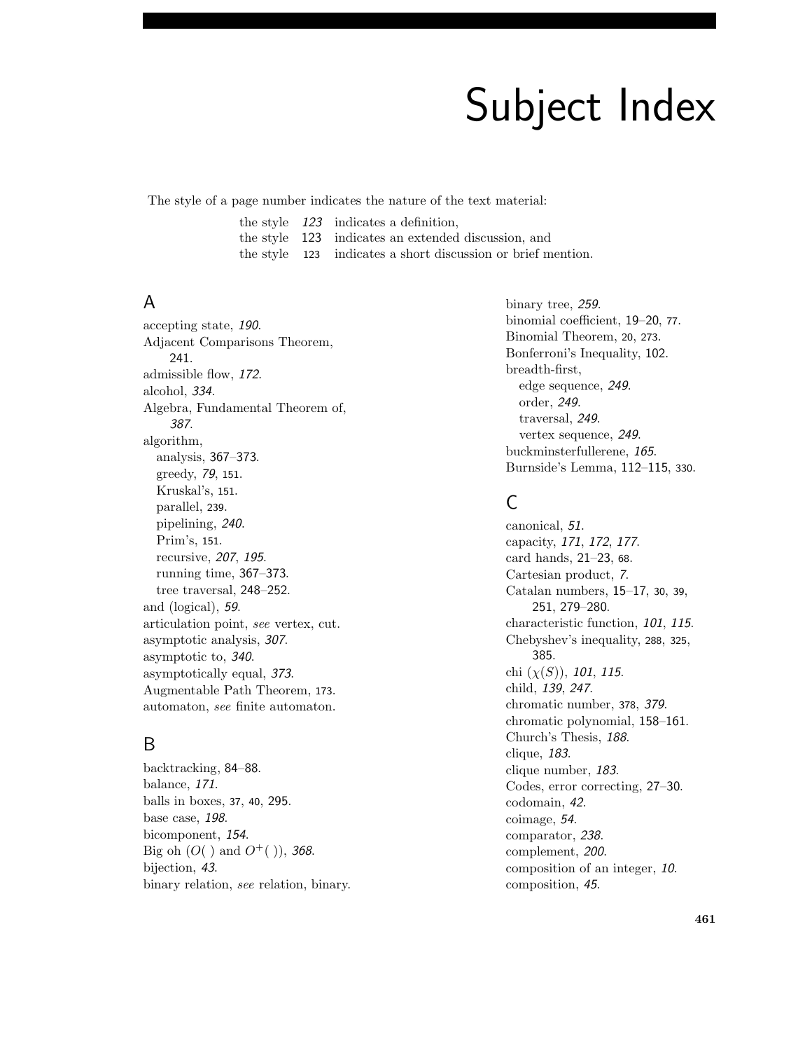# Subject Index

The style of a page number indicates the nature of the text material:

the style *123* indicates a definition,
the style 123 indicates an extended discussion, and
the style 123 indicates a short discussion or brief mention.

## A

accepting state, *190*.
Adjacent Comparisons Theorem, 241.
admissible flow, *172*.
alcohol, *334*.
Algebra, Fundamental Theorem of, *387*.
algorithm,
  analysis, 367–373.
  greedy, *79*, 151.
  Kruskal's, 151.
  parallel, 239.
  pipelining, *240*.
  Prim's, 151.
  recursive, *207*, *195*.
  running time, 367–373.
  tree traversal, 248–252.
and (logical), *59*.
articulation point, *see* vertex, cut.
asymptotic analysis, *307*.
asymptotic to, *340*.
asymptotically equal, *373*.
Augmentable Path Theorem, 173.
automaton, *see* finite automaton.

## B

backtracking, 84–88.
balance, *171*.
balls in boxes, 37, 40, 295.
base case, *198*.
bicomponent, *154*.
Big oh ($O(\ )$ and $O^+(\ )$), *368*.
bijection, *43*.
binary relation, *see* relation, binary.
binary tree, *259*.
binomial coefficient, 19–20, 77.
Binomial Theorem, 20, 273.
Bonferroni's Inequality, 102.
breadth-first,
  edge sequence, *249*.
  order, *249*.
  traversal, *249*.
  vertex sequence, *249*.
buckminsterfullerene, *165*.
Burnside's Lemma, 112–115, 330.

## C

canonical, *51*.
capacity, *171*, *172*, *177*.
card hands, 21–23, 68.
Cartesian product, *7*.
Catalan numbers, 15–17, 30, 39, 251, 279–280.
characteristic function, *101*, *115*.
Chebyshev's inequality, 288, 325, 385.
chi ($\chi(S)$), *101*, *115*.
child, *139*, *247*.
chromatic number, 378, *379*.
chromatic polynomial, 158–161.
Church's Thesis, *188*.
clique, *183*.
clique number, *183*.
Codes, error correcting, 27–30.
codomain, *42*.
coimage, *54*.
comparator, *238*.
complement, *200*.
composition of an integer, *10*.
composition, *45*.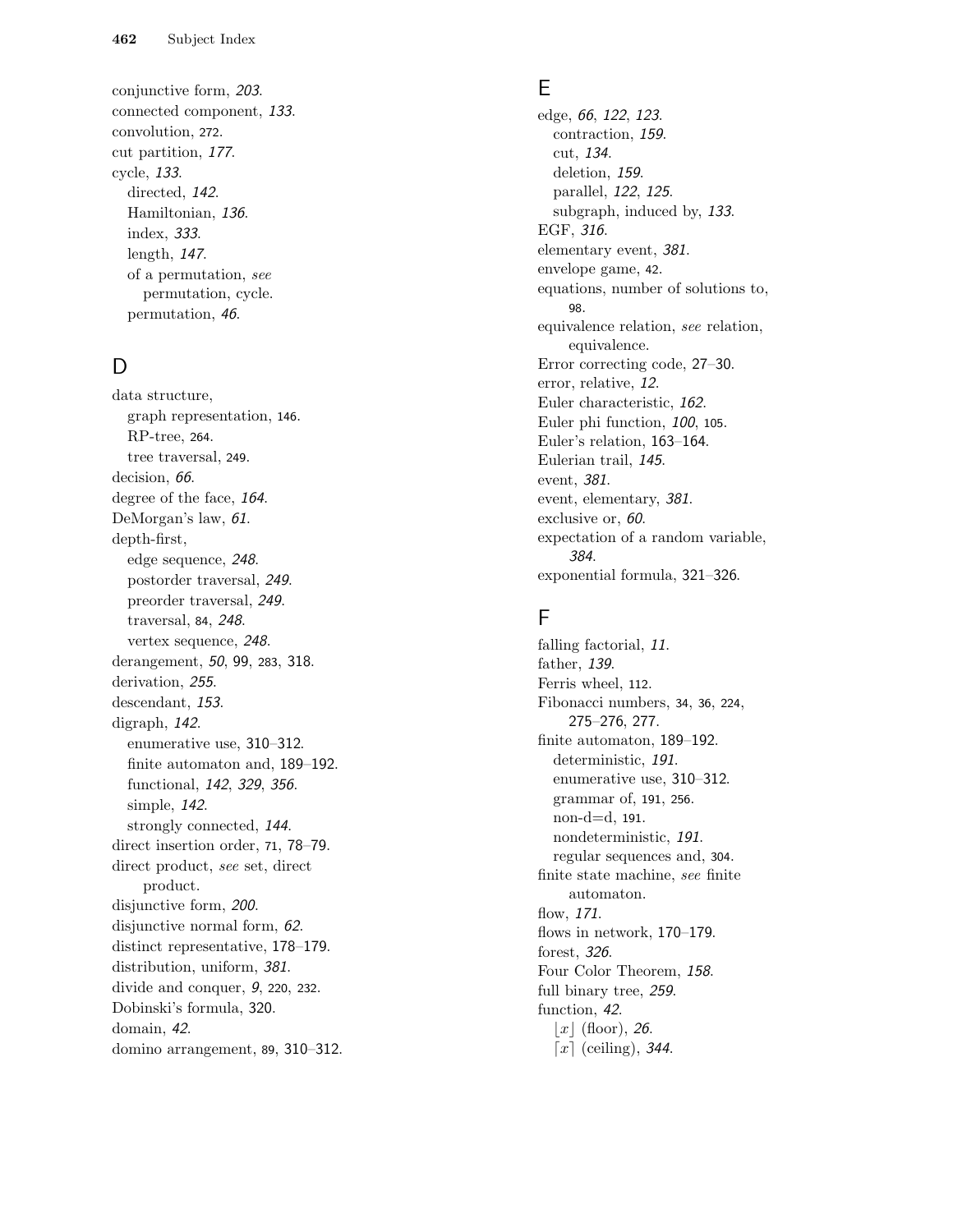conjunctive form, *203*.
connected component, *133*.
convolution, 272.
cut partition, *177*.
cycle, *133*.
  directed, *142*.
  Hamiltonian, *136*.
  index, *333*.
  length, *147*.
  of a permutation, *see* permutation, cycle.
  permutation, *46*.

## D

data structure,
  graph representation, 146.
  RP-tree, 264.
  tree traversal, 249.
decision, *66*.
degree of the face, *164*.
DeMorgan's law, *61*.
depth-first,
  edge sequence, *248*.
  postorder traversal, *249*.
  preorder traversal, *249*.
  traversal, 84, *248*.
  vertex sequence, *248*.
derangement, *50*, 99, 283, 318.
derivation, *255*.
descendant, *153*.
digraph, *142*.
  enumerative use, 310–312.
  finite automaton and, 189–192.
  functional, *142*, *329*, *356*.
  simple, *142*.
  strongly connected, *144*.
direct insertion order, 71, 78–79.
direct product, *see* set, direct product.
disjunctive form, *200*.
disjunctive normal form, *62*.
distinct representative, 178–179.
distribution, uniform, *381*.
divide and conquer, *9*, 220, 232.
Dobinski's formula, 320.
domain, *42*.
domino arrangement, 89, 310–312.

## E

edge, *66*, *122*, *123*.
  contraction, *159*.
  cut, *134*.
  deletion, *159*.
  parallel, *122*, *125*.
  subgraph, induced by, *133*.
EGF, *316*.
elementary event, *381*.
envelope game, 42.
equations, number of solutions to, 98.
equivalence relation, *see* relation, equivalence.
Error correcting code, 27–30.
error, relative, *12*.
Euler characteristic, *162*.
Euler phi function, *100*, 105.
Euler's relation, 163–164.
Eulerian trail, *145*.
event, *381*.
event, elementary, *381*.
exclusive or, *60*.
expectation of a random variable, *384*.
exponential formula, 321–326.

## F

falling factorial, *11*.
father, *139*.
Ferris wheel, 112.
Fibonacci numbers, 34, 36, 224, 275–276, 277.
finite automaton, 189–192.
  deterministic, *191*.
  enumerative use, 310–312.
  grammar of, 191, 256.
  non-d=d, 191.
  nondeterministic, *191*.
  regular sequences and, 304.
finite state machine, *see* finite automaton.
flow, *171*.
flows in network, 170–179.
forest, *326*.
Four Color Theorem, *158*.
full binary tree, *259*.
function, *42*.
  $\lfloor x \rfloor$ (floor), *26*.
  $\lceil x \rceil$ (ceiling), *344*.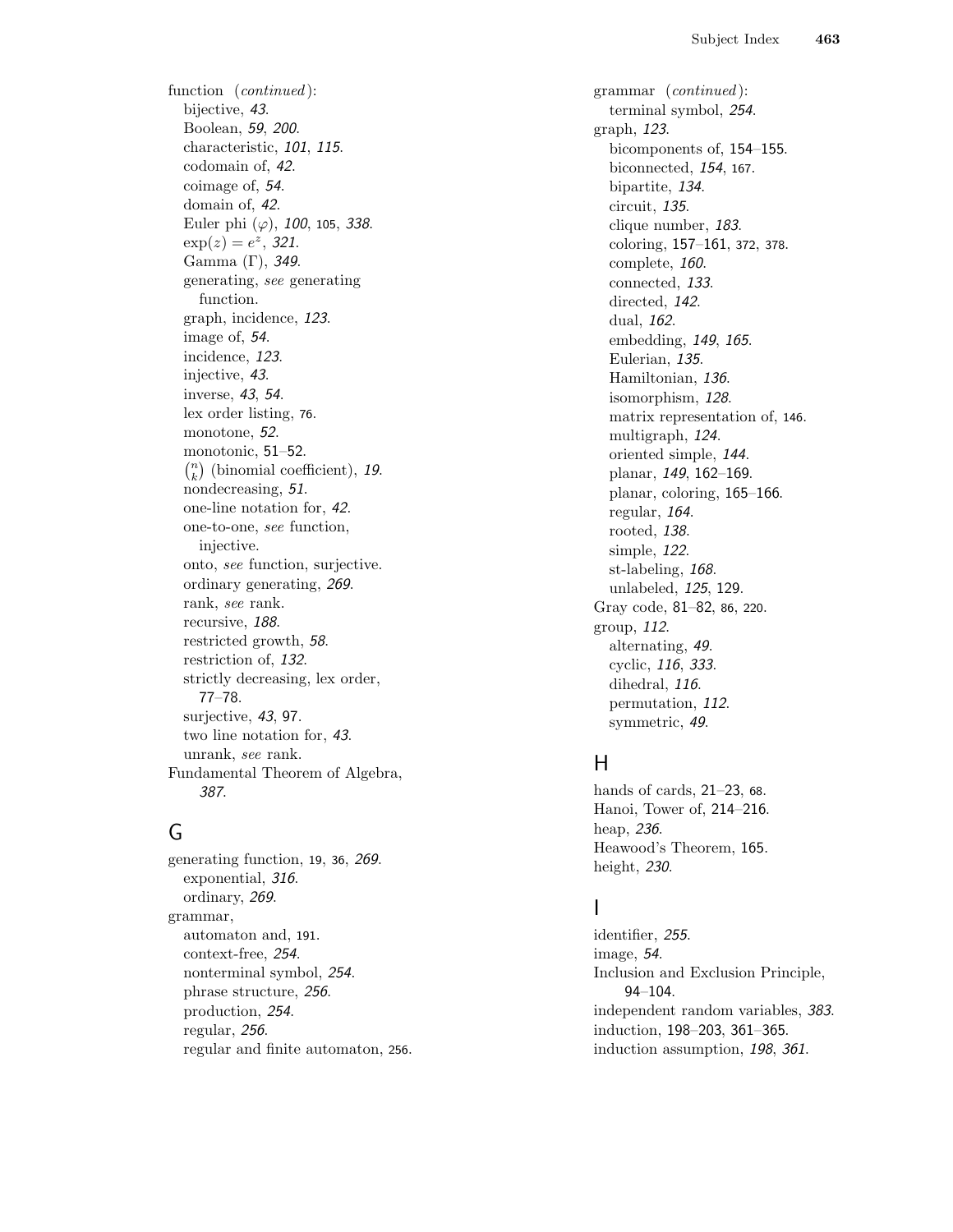function (*continued*):
- bijective, *43*.
- Boolean, *59*, *200*.
- characteristic, *101*, *115*.
- codomain of, *42*.
- coimage of, *54*.
- domain of, *42*.
- Euler phi ($\varphi$), *100*, 105, *338*.
- $\exp(z) = e^z$, *321*.
- Gamma ($\Gamma$), *349*.
- generating, *see* generating function.
- graph, incidence, *123*.
- image of, *54*.
- incidence, *123*.
- injective, *43*.
- inverse, *43*, *54*.
- lex order listing, 76.
- monotone, *52*.
- monotonic, 51–52.
- $\binom{n}{k}$ (binomial coefficient), *19*.
- nondecreasing, *51*.
- one-line notation for, *42*.
- one-to-one, *see* function, injective.
- onto, *see* function, surjective.
- ordinary generating, *269*.
- rank, *see* rank.
- recursive, *188*.
- restricted growth, *58*.
- restriction of, *132*.
- strictly decreasing, lex order, 77–78.
- surjective, *43*, 97.
- two line notation for, *43*.
- unrank, *see* rank.

Fundamental Theorem of Algebra, *387*.

## G

generating function, 19, 36, *269*.
- exponential, *316*.
- ordinary, *269*.

grammar,
- automaton and, 191.
- context-free, *254*.
- nonterminal symbol, *254*.
- phrase structure, *256*.
- production, *254*.
- regular, *256*.
- regular and finite automaton, 256.

grammar (*continued*):
- terminal symbol, *254*.

graph, *123*.
- bicomponents of, 154–155.
- biconnected, *154*, 167.
- bipartite, *134*.
- circuit, *135*.
- clique number, *183*.
- coloring, 157–161, 372, 378.
- complete, *160*.
- connected, *133*.
- directed, *142*.
- dual, *162*.
- embedding, *149*, *165*.
- Eulerian, *135*.
- Hamiltonian, *136*.
- isomorphism, *128*.
- matrix representation of, 146.
- multigraph, *124*.
- oriented simple, *144*.
- planar, *149*, 162–169.
- planar, coloring, 165–166.
- regular, *164*.
- rooted, *138*.
- simple, *122*.
- st-labeling, *168*.
- unlabeled, *125*, 129.

Gray code, 81–82, 86, 220.

group, *112*.
- alternating, *49*.
- cyclic, *116*, *333*.
- dihedral, *116*.
- permutation, *112*.
- symmetric, *49*.

## H

hands of cards, 21–23, 68.

Hanoi, Tower of, 214–216.

heap, *236*.

Heawood's Theorem, 165.

height, *230*.

## I

identifier, *255*.

image, *54*.

Inclusion and Exclusion Principle, 94–104.

independent random variables, *383*.

induction, 198–203, 361–365.

induction assumption, *198*, *361*.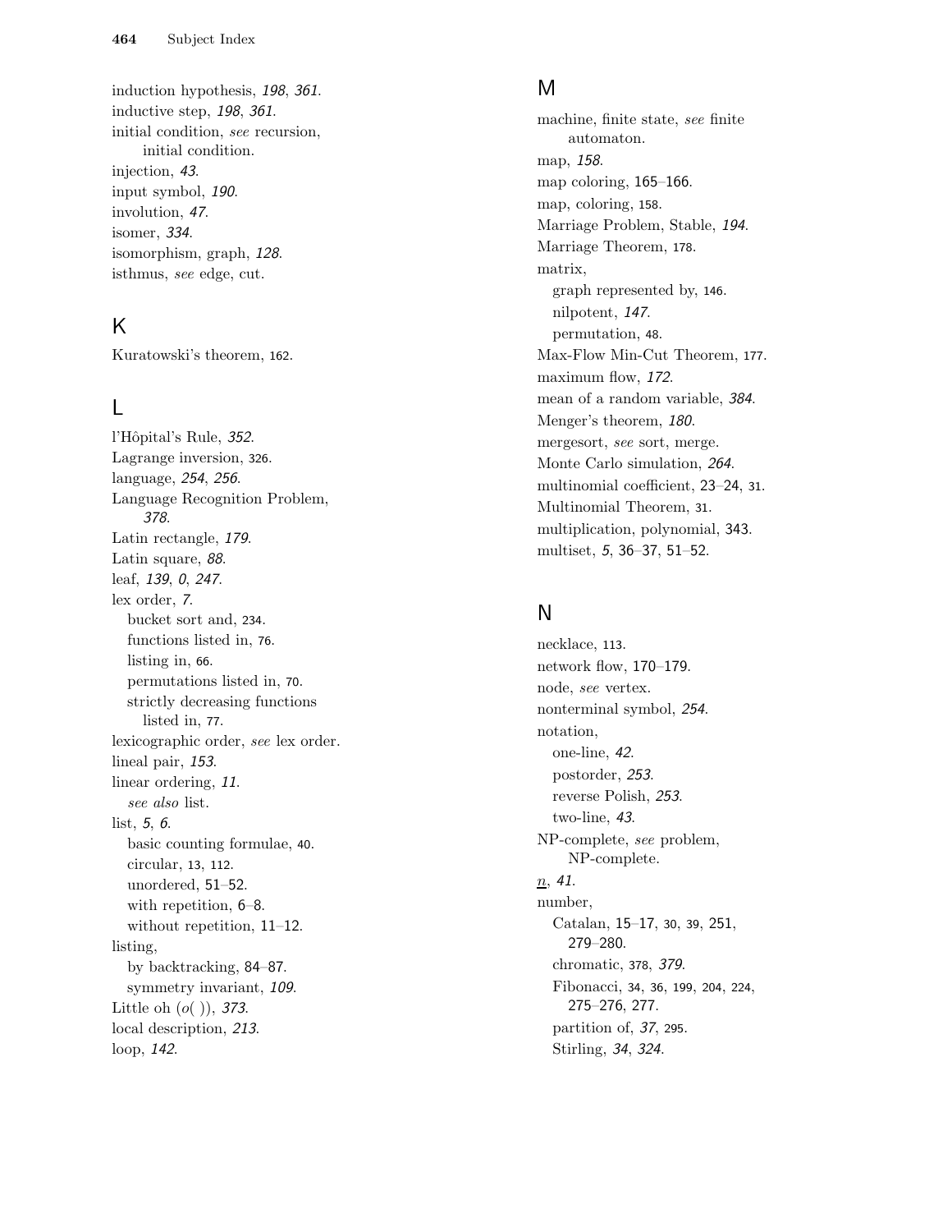induction hypothesis, *198*, *361*.
inductive step, *198*, *361*.
initial condition, *see* recursion, initial condition.
injection, *43*.
input symbol, *190*.
involution, *47*.
isomer, *334*.
isomorphism, graph, *128*.
isthmus, *see* edge, cut.

## K

Kuratowski's theorem, 162.

## L

l'Hôpital's Rule, *352*.
Lagrange inversion, 326.
language, *254*, *256*.
Language Recognition Problem, *378*.
Latin rectangle, *179*.
Latin square, *88*.
leaf, *139*, *0*, *247*.
lex order, *7*.
  bucket sort and, 234.
  functions listed in, 76.
  listing in, 66.
  permutations listed in, 70.
  strictly decreasing functions listed in, 77.
lexicographic order, *see* lex order.
lineal pair, *153*.
linear ordering, *11*.
  *see also* list.
list, *5*, *6*.
  basic counting formulae, 40.
  circular, 13, 112.
  unordered, 51–52.
  with repetition, 6–8.
  without repetition, 11–12.
listing,
  by backtracking, 84–87.
  symmetry invariant, *109*.
Little oh ($o(\ )$), *373*.
local description, *213*.
loop, *142*.

## M

machine, finite state, *see* finite automaton.
map, *158*.
map coloring, 165–166.
map, coloring, 158.
Marriage Problem, Stable, *194*.
Marriage Theorem, 178.
matrix,
  graph represented by, 146.
  nilpotent, *147*.
  permutation, 48.
Max-Flow Min-Cut Theorem, 177.
maximum flow, *172*.
mean of a random variable, *384*.
Menger's theorem, *180*.
mergesort, *see* sort, merge.
Monte Carlo simulation, *264*.
multinomial coefficient, 23–24, 31.
Multinomial Theorem, 31.
multiplication, polynomial, 343.
multiset, *5*, 36–37, 51–52.

## N

necklace, 113.
network flow, 170–179.
node, *see* vertex.
nonterminal symbol, *254*.
notation,
  one-line, *42*.
  postorder, *253*.
  reverse Polish, *253*.
  two-line, *43*.
NP-complete, *see* problem, NP-complete.
$\underline{n}$, *41*.
number,
  Catalan, 15–17, 30, 39, 251, 279–280.
  chromatic, 378, *379*.
  Fibonacci, 34, 36, 199, 204, 224, 275–276, 277.
  partition of, *37*, 295.
  Stirling, *34*, *324*.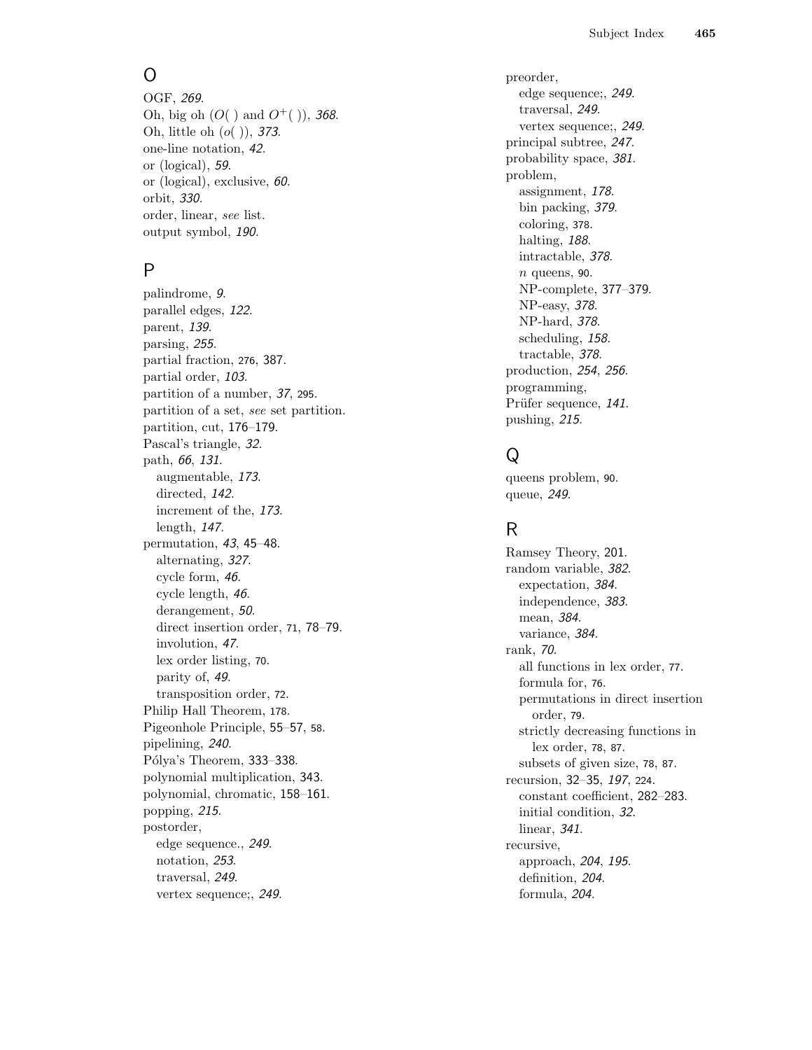## O

OGF, *269*.
Oh, big oh ($O(\ )$ and $O^+(\ )$), *368*.
Oh, little oh ($o(\ )$), *373*.
one-line notation, *42*.
or (logical), *59*.
or (logical), exclusive, *60*.
orbit, *330*.
order, linear, *see* list.
output symbol, *190*.

## P

palindrome, *9*.
parallel edges, *122*.
parent, *139*.
parsing, *255*.
partial fraction, 276, 387.
partial order, *103*.
partition of a number, *37*, 295.
partition of a set, *see* set partition.
partition, cut, 176–179.
Pascal's triangle, *32*.
path, *66*, *131*.
  augmentable, *173*.
  directed, *142*.
  increment of the, *173*.
  length, *147*.
permutation, *43*, 45–48.
  alternating, *327*.
  cycle form, *46*.
  cycle length, *46*.
  derangement, *50*.
  direct insertion order, 71, 78–79.
  involution, *47*.
  lex order listing, 70.
  parity of, *49*.
  transposition order, 72.
Philip Hall Theorem, 178.
Pigeonhole Principle, 55–57, 58.
pipelining, *240*.
Pólya's Theorem, 333–338.
polynomial multiplication, 343.
polynomial, chromatic, 158–161.
popping, *215*.
postorder,
  edge sequence., *249*.
  notation, *253*.
  traversal, *249*.
  vertex sequence;, *249*.

preorder,
  edge sequence;, *249*.
  traversal, *249*.
  vertex sequence;, *249*.
principal subtree, *247*.
probability space, *381*.
problem,
  assignment, *178*.
  bin packing, *379*.
  coloring, 378.
  halting, *188*.
  intractable, *378*.
  $n$ queens, 90.
  NP-complete, 377–379.
  NP-easy, *378*.
  NP-hard, *378*.
  scheduling, *158*.
  tractable, *378*.
production, *254*, *256*.
programming,
Prüfer sequence, *141*.
pushing, *215*.

## Q

queens problem, 90.
queue, *249*.

## R

Ramsey Theory, 201.
random variable, *382*.
  expectation, *384*.
  independence, *383*.
  mean, *384*.
  variance, *384*.
rank, *70*.
  all functions in lex order, 77.
  formula for, 76.
  permutations in direct insertion order, 79.
  strictly decreasing functions in lex order, 78, 87.
  subsets of given size, 78, 87.
recursion, 32–35, *197*, 224.
  constant coefficient, 282–283.
  initial condition, *32*.
  linear, *341*.
recursive,
  approach, *204*, *195*.
  definition, *204*.
  formula, *204*.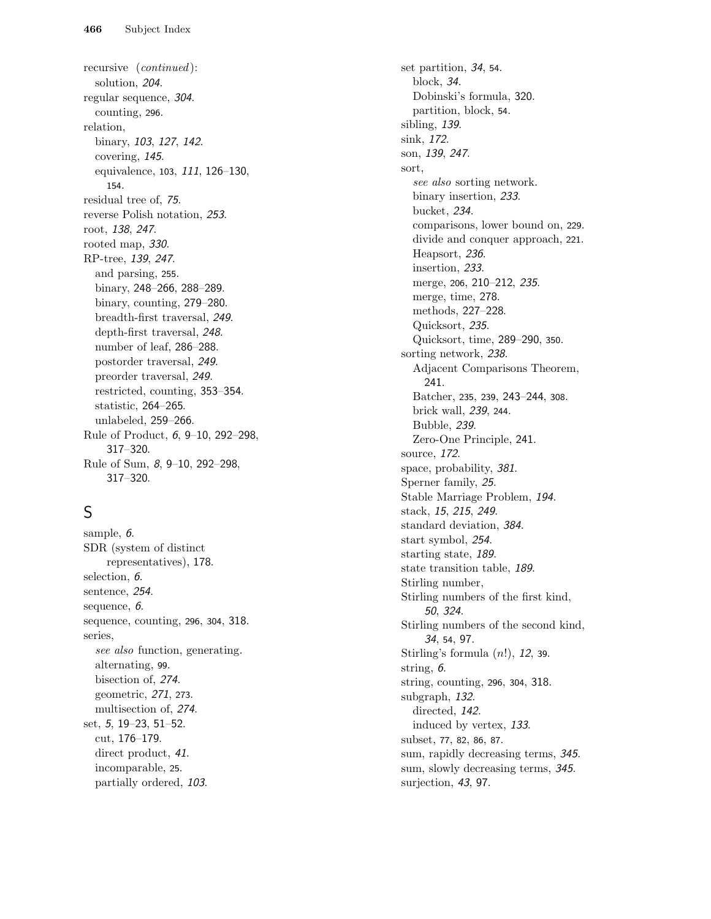recursive (*continued*):
  solution, *204*.
regular sequence, *304*.
  counting, 296.
relation,
  binary, *103*, *127*, *142*.
  covering, *145*.
  equivalence, 103, *111*, 126–130, 154.
residual tree of, *75*.
reverse Polish notation, *253*.
root, *138*, *247*.
rooted map, *330*.
RP-tree, *139*, *247*.
  and parsing, 255.
  binary, 248–266, 288–289.
  binary, counting, 279–280.
  breadth-first traversal, *249*.
  depth-first traversal, *248*.
  number of leaf, 286–288.
  postorder traversal, *249*.
  preorder traversal, *249*.
  restricted, counting, 353–354.
  statistic, 264–265.
  unlabeled, 259–266.
Rule of Product, *6*, 9–10, 292–298, 317–320.
Rule of Sum, *8*, 9–10, 292–298, 317–320.

## S

sample, *6*.
SDR (system of distinct representatives), 178.
selection, *6*.
sentence, *254*.
sequence, *6*.
sequence, counting, 296, 304, 318.
series,
  *see also* function, generating.
  alternating, 99.
  bisection of, *274*.
  geometric, *271*, 273.
  multisection of, *274*.
set, *5*, 19–23, 51–52.
  cut, 176–179.
  direct product, *41*.
  incomparable, 25.
  partially ordered, *103*.
set partition, *34*, 54.
  block, *34*.
  Dobinski's formula, 320.
  partition, block, 54.
sibling, *139*.
sink, *172*.
son, *139*, *247*.
sort,
  *see also* sorting network.
  binary insertion, *233*.
  bucket, *234*.
  comparisons, lower bound on, 229.
  divide and conquer approach, 221.
  Heapsort, *236*.
  insertion, *233*.
  merge, 206, 210–212, *235*.
  merge, time, 278.
  methods, 227–228.
  Quicksort, *235*.
  Quicksort, time, 289–290, 350.
sorting network, *238*.
  Adjacent Comparisons Theorem, 241.
  Batcher, 235, 239, 243–244, 308.
  brick wall, *239*, 244.
  Bubble, *239*.
  Zero-One Principle, 241.
source, *172*.
space, probability, *381*.
Sperner family, *25*.
Stable Marriage Problem, *194*.
stack, *15*, *215*, *249*.
standard deviation, *384*.
start symbol, *254*.
starting state, *189*.
state transition table, *189*.
Stirling number,
Stirling numbers of the first kind, *50*, *324*.
Stirling numbers of the second kind, *34*, 54, 97.
Stirling's formula ($n!$), *12*, 39.
string, *6*.
string, counting, 296, 304, 318.
subgraph, *132*.
  directed, *142*.
  induced by vertex, *133*.
subset, 77, 82, 86, 87.
sum, rapidly decreasing terms, *345*.
sum, slowly decreasing terms, *345*.
surjection, *43*, 97.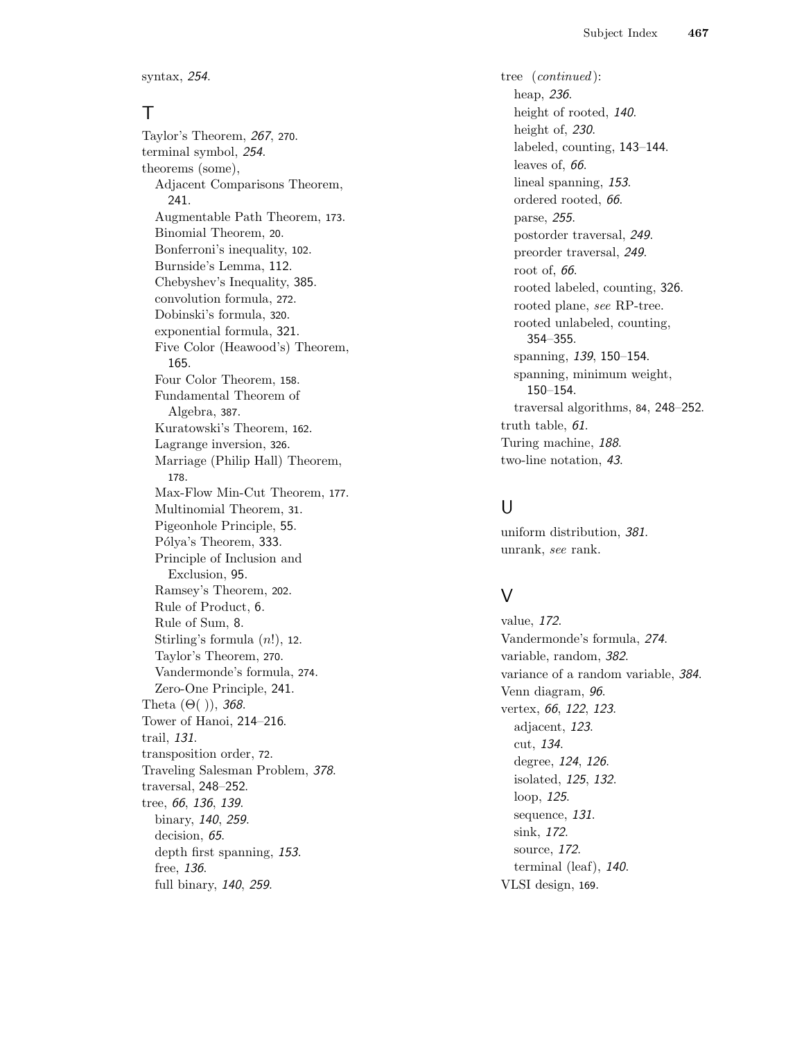syntax, *254*.

## T

Taylor's Theorem, *267*, 270.
terminal symbol, *254*.
theorems (some),
- Adjacent Comparisons Theorem, 241.
- Augmentable Path Theorem, 173.
- Binomial Theorem, 20.
- Bonferroni's inequality, 102.
- Burnside's Lemma, 112.
- Chebyshev's Inequality, 385.
- convolution formula, 272.
- Dobinski's formula, 320.
- exponential formula, 321.
- Five Color (Heawood's) Theorem, 165.
- Four Color Theorem, 158.
- Fundamental Theorem of Algebra, 387.
- Kuratowski's Theorem, 162.
- Lagrange inversion, 326.
- Marriage (Philip Hall) Theorem, 178.
- Max-Flow Min-Cut Theorem, 177.
- Multinomial Theorem, 31.
- Pigeonhole Principle, 55.
- Pólya's Theorem, 333.
- Principle of Inclusion and Exclusion, 95.
- Ramsey's Theorem, 202.
- Rule of Product, 6.
- Rule of Sum, 8.
- Stirling's formula ($n!$), 12.
- Taylor's Theorem, 270.
- Vandermonde's formula, 274.
- Zero-One Principle, 241.

Theta ($\Theta(\,)$), *368*.
Tower of Hanoi, 214–216.
trail, *131*.
transposition order, 72.
Traveling Salesman Problem, *378*.
traversal, 248–252.
tree, *66*, *136*, *139*.
- binary, *140*, *259*.
- decision, *65*.
- depth first spanning, *153*.
- free, *136*.
- full binary, *140*, *259*.

tree (*continued*):
- heap, *236*.
- height of rooted, *140*.
- height of, *230*.
- labeled, counting, 143–144.
- leaves of, *66*.
- lineal spanning, *153*.
- ordered rooted, *66*.
- parse, *255*.
- postorder traversal, *249*.
- preorder traversal, *249*.
- root of, *66*.
- rooted labeled, counting, 326.
- rooted plane, *see* RP-tree.
- rooted unlabeled, counting, 354–355.
- spanning, *139*, 150–154.
- spanning, minimum weight, 150–154.
- traversal algorithms, 84, 248–252.

truth table, *61*.
Turing machine, *188*.
two-line notation, *43*.

## U

uniform distribution, *381*.
unrank, *see* rank.

## V

value, *172*.
Vandermonde's formula, *274*.
variable, random, *382*.
variance of a random variable, *384*.
Venn diagram, *96*.
vertex, *66*, *122*, *123*.
- adjacent, *123*.
- cut, *134*.
- degree, *124*, *126*.
- isolated, *125*, *132*.
- loop, *125*.
- sequence, *131*.
- sink, *172*.
- source, *172*.
- terminal (leaf), *140*.

VLSI design, 169.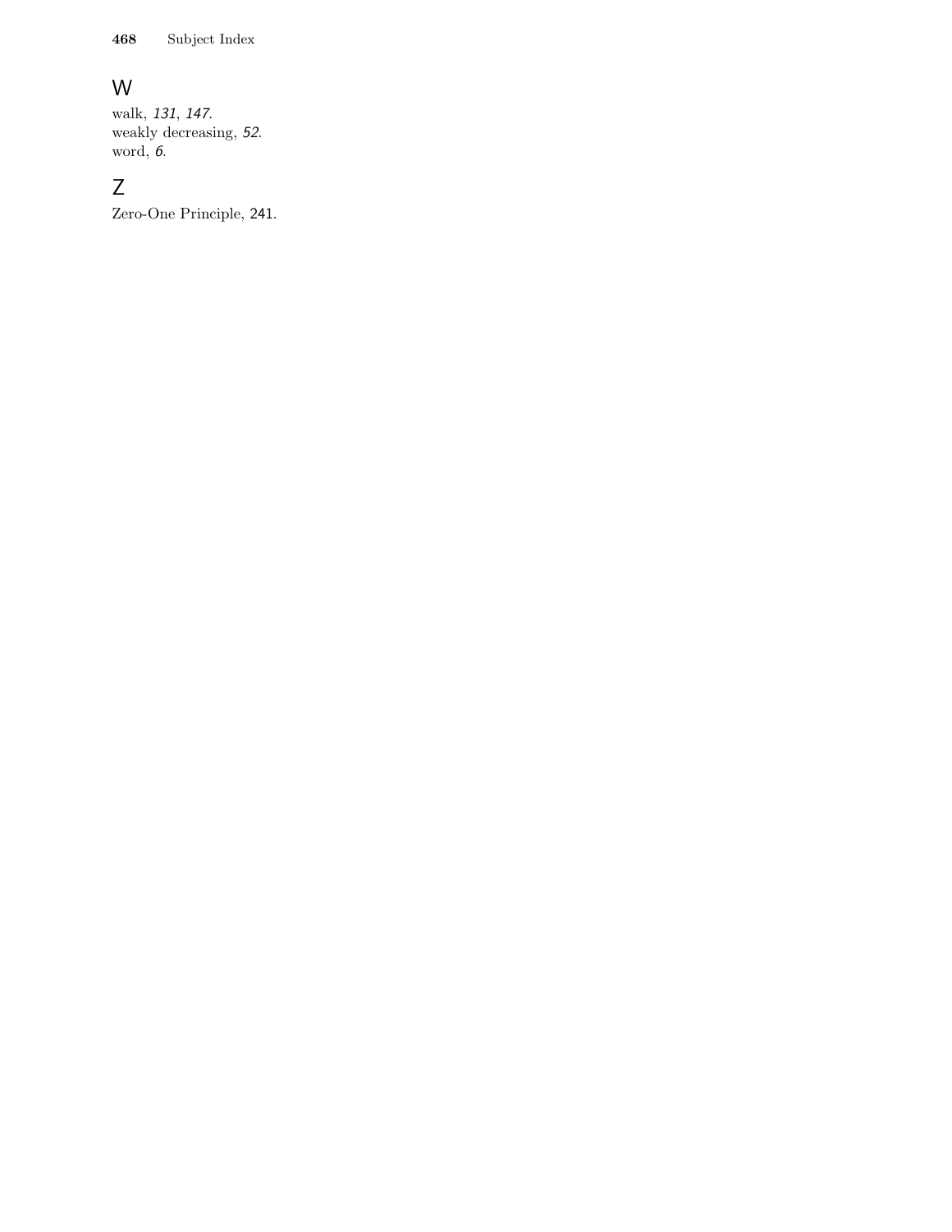## W

walk, *131*, *147*.
weakly decreasing, *52*.
word, *6*.

## Z

Zero-One Principle, 241.